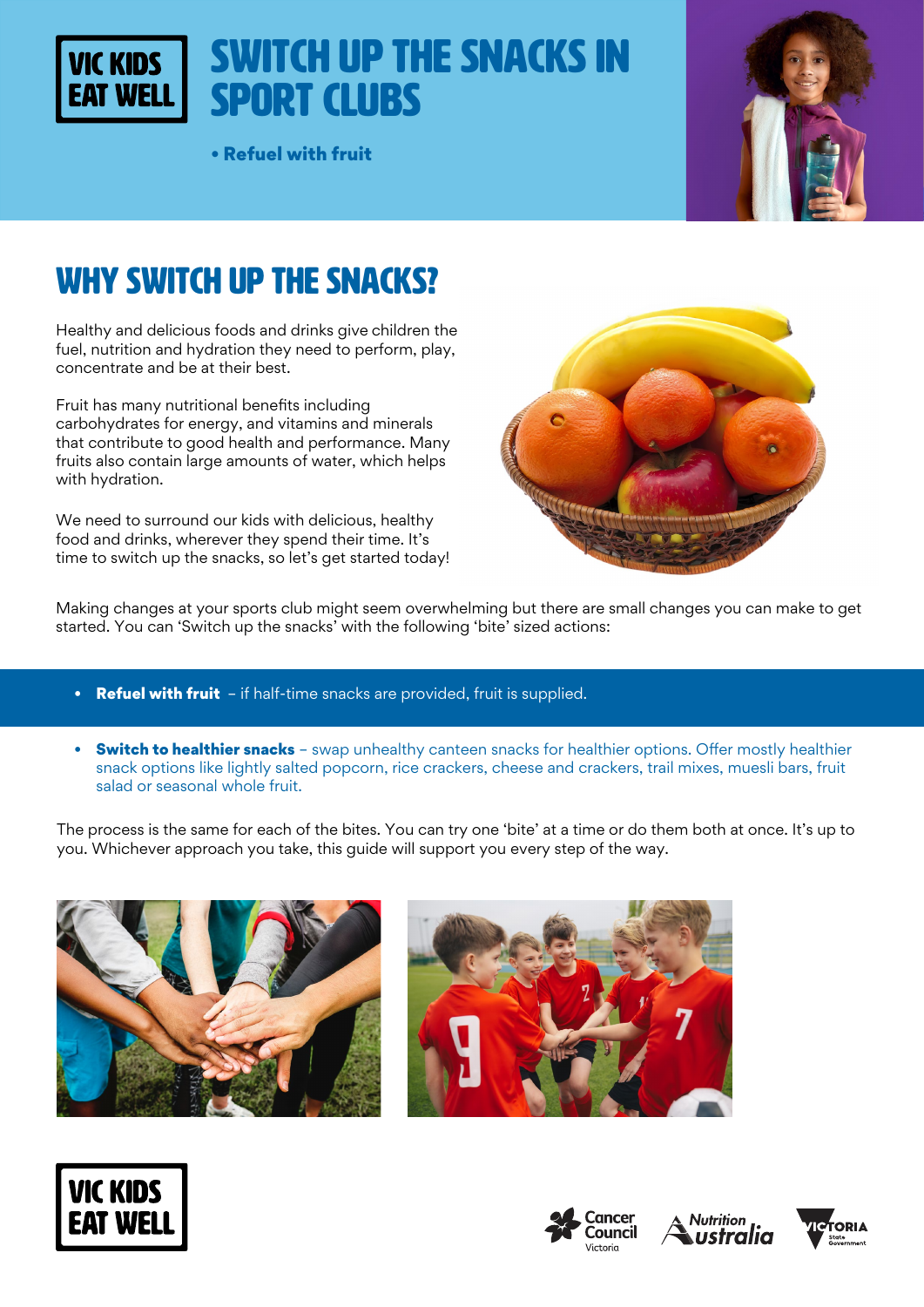VIC KIDS EAT WELL

# SWITCH UP THE SNACKS IN SPORT CLUBS

• **Refuel with fruit**

## WHY SWITCH UP THE SNACKS?

Healthy and delicious foods and drinks give children the fuel, nutrition and hydration they need to perform, play, concentrate and be at their best.

Fruit has many nutritional benefits including carbohydrates for energy, and vitamins and minerals that contribute to good health and performance. Many fruits also contain large amounts of water, which helps with hydration.

We need to surround our kids with delicious, healthy food and drinks, wherever they spend their time. It's time to switch up the snacks, so let's get started today!

Making changes at your sports club might seem overwhelming but there are small changes you can make to get started. You can 'Switch up the snacks' with the following 'bite' sized actions:

- **Refuel with fruit** – if half-time snacks are provided, fruit is supplied.
- **Switch to healthier snacks** – swap unhealthy canteen snacks for healthier options. Offer mostly healthier snack options like lightly salted popcorn, rice crackers, cheese and crackers, trail mixes, muesli bars, fruit salad or seasonal whole fruit.

The process is the same for each of the bites. You can try one 'bite' at a time or do them both at once. It's up to you. Whichever approach you take, this guide will support you every step of the way.

VIC KIDS EAT WELL

Cancer Council Victoria | Nutrition Australia | Victoria State Government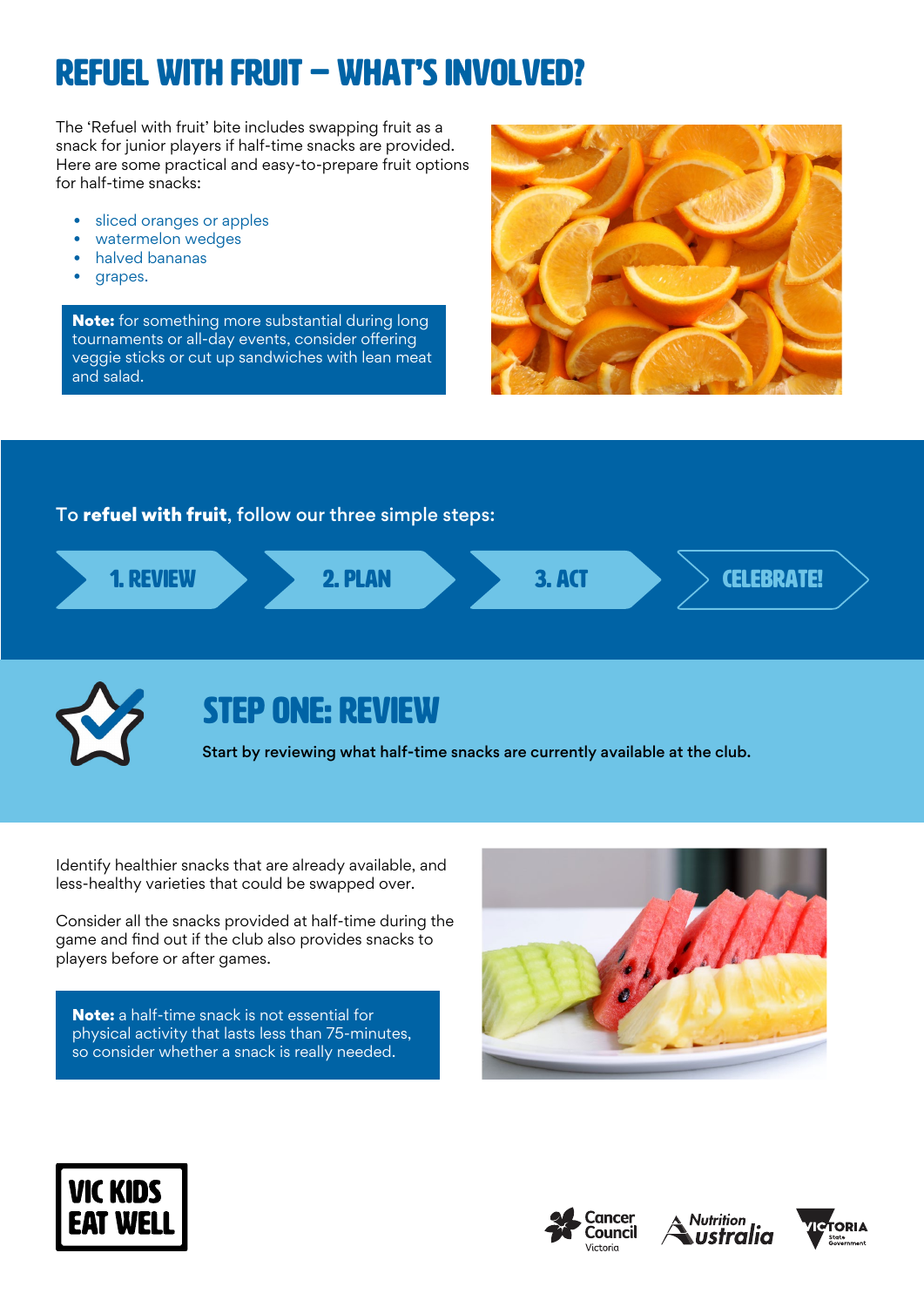# REFUEL WITH FRUIT – WHAT'S INVOLVED?

The 'Refuel with fruit' bite includes swapping fruit as a snack for junior players if half-time snacks are provided. Here are some practical and easy-to-prepare fruit options for half-time snacks:

- sliced oranges or apples
- watermelon wedges
- halved bananas
- grapes.

**Note:** for something more substantial during long tournaments or all-day events, consider offering veggie sticks or cut up sandwiches with lean meat and salad.

To **refuel with fruit**, follow our three simple steps:

1. REVIEW
2. PLAN
3. ACT

CELEBRATE!

## STEP ONE: REVIEW

**Start by reviewing what half-time snacks are currently available at the club.**

Identify healthier snacks that are already available, and less-healthy varieties that could be swapped over.

Consider all the snacks provided at half-time during the game and find out if the club also provides snacks to players before or after games.

**Note:** a half-time snack is not essential for physical activity that lasts less than 75-minutes, so consider whether a snack is really needed.

VIC KIDS EAT WELL

Cancer Council Victoria | Nutrition Australia | Victoria State Government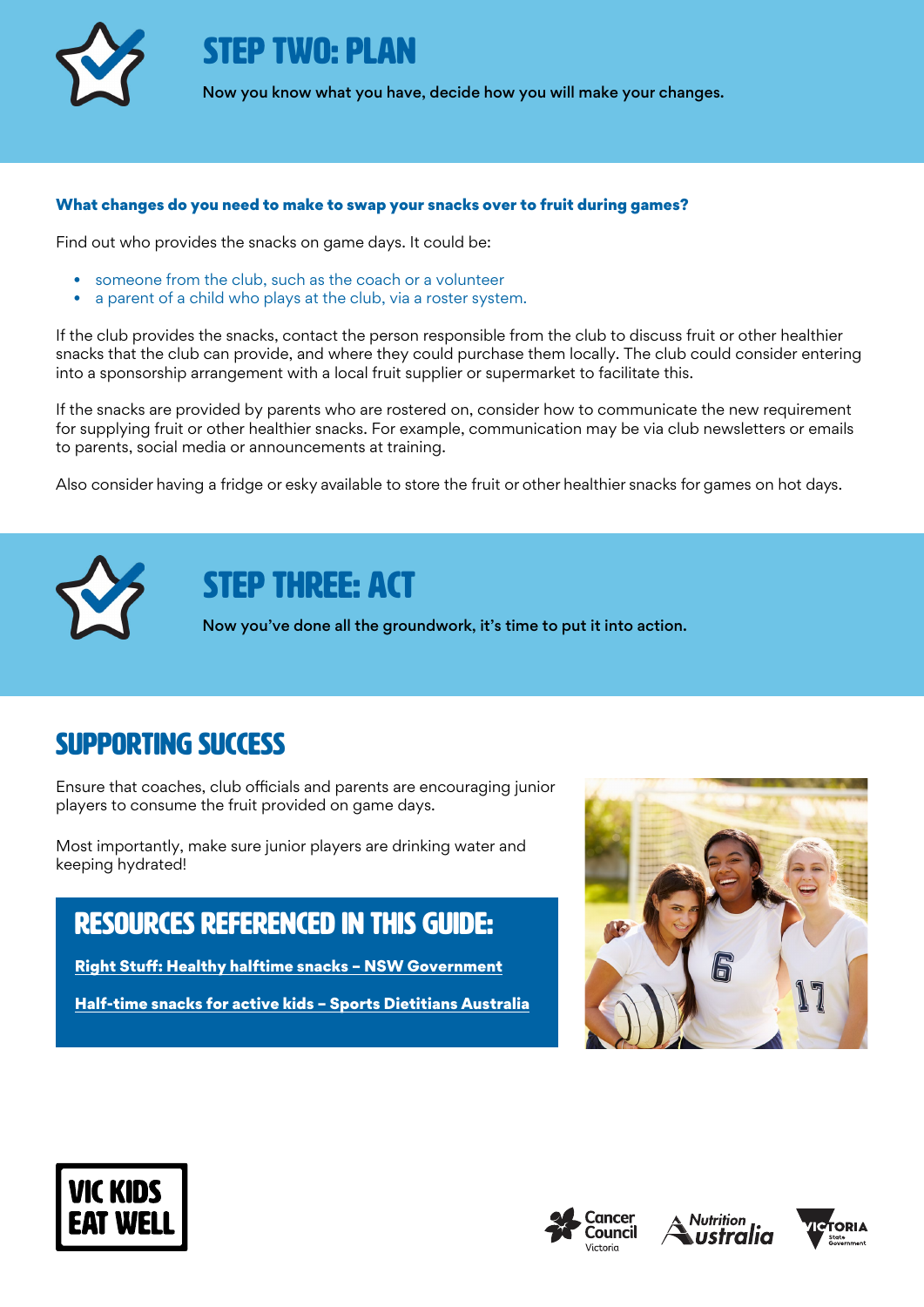# STEP TWO: PLAN

Now you know what you have, decide how you will make your changes.

**What changes do you need to make to swap your snacks over to fruit during games?**

Find out who provides the snacks on game days. It could be:

- someone from the club, such as the coach or a volunteer
- a parent of a child who plays at the club, via a roster system.

If the club provides the snacks, contact the person responsible from the club to discuss fruit or other healthier snacks that the club can provide, and where they could purchase them locally. The club could consider entering into a sponsorship arrangement with a local fruit supplier or supermarket to facilitate this.

If the snacks are provided by parents who are rostered on, consider how to communicate the new requirement for supplying fruit or other healthier snacks. For example, communication may be via club newsletters or emails to parents, social media or announcements at training.

Also consider having a fridge or esky available to store the fruit or other healthier snacks for games on hot days.

# STEP THREE: ACT

Now you've done all the groundwork, it's time to put it into action.

## SUPPORTING SUCCESS

Ensure that coaches, club officials and parents are encouraging junior players to consume the fruit provided on game days.

Most importantly, make sure junior players are drinking water and keeping hydrated!

## RESOURCES REFERENCED IN THIS GUIDE:

**Right Stuff: Healthy halftime snacks – NSW Government**

**Half-time snacks for active kids – Sports Dietitians Australia**

VIC KIDS EAT WELL

Cancer Council Victoria · Nutrition Australia · Victoria State Government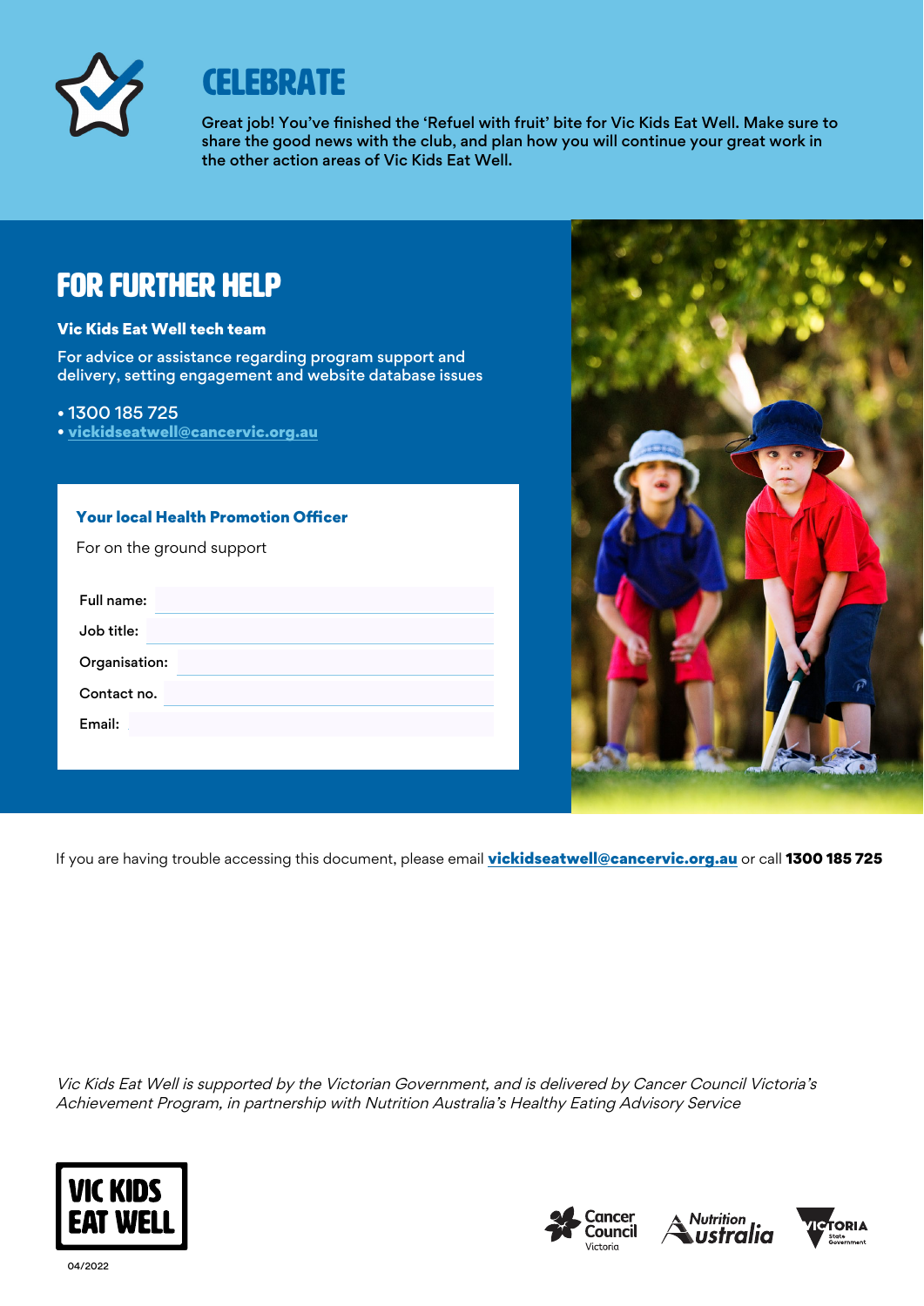# CELEBRATE

Great job! You've finished the 'Refuel with fruit' bite for Vic Kids Eat Well. Make sure to share the good news with the club, and plan how you will continue your great work in the other action areas of Vic Kids Eat Well.

## FOR FURTHER HELP

**Vic Kids Eat Well tech team**

For advice or assistance regarding program support and delivery, setting engagement and website database issues

- 1300 185 725
- **vickidseatwell@cancervic.org.au**

**Your local Health Promotion Officer**

For on the ground support

Full name:

Job title:

Organisation:

Contact no.

Email:

If you are having trouble accessing this document, please email **vickidseatwell@cancervic.org.au** or call **1300 185 725**

*Vic Kids Eat Well is supported by the Victorian Government, and is delivered by Cancer Council Victoria's Achievement Program, in partnership with Nutrition Australia's Healthy Eating Advisory Service*

VIC KIDS EAT WELL

04/2022